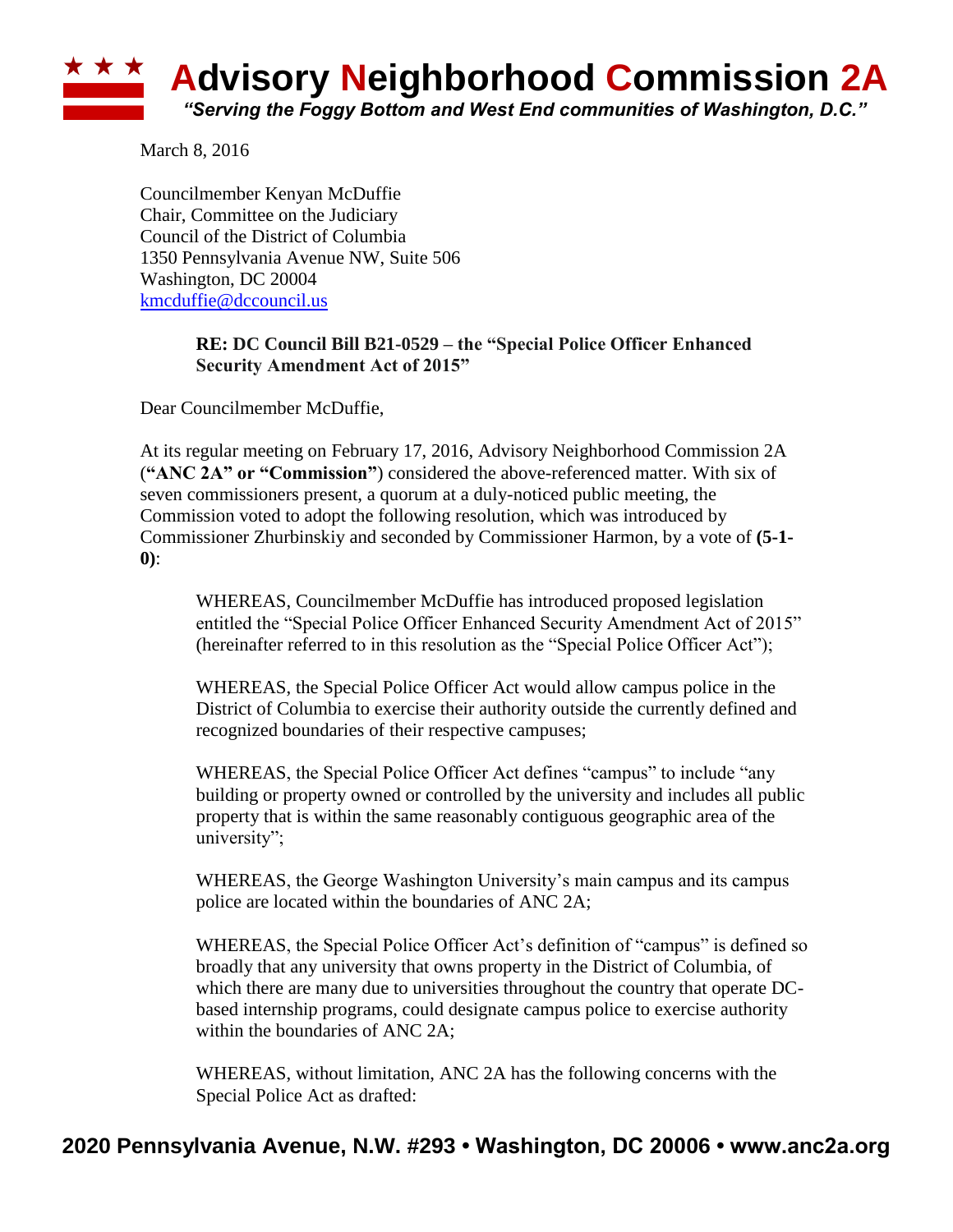# Advisory Neighborhood Commission 2A

*"Serving the Foggy Bottom and West End communities of Washington, D.C."*

March 8, 2016

Councilmember Kenyan McDuffie
Chair, Committee on the Judiciary
Council of the District of Columbia
1350 Pennsylvania Avenue NW, Suite 506
Washington, DC 20004
kmcduffie@dccouncil.us

**RE: DC Council Bill B21-0529 – the "Special Police Officer Enhanced Security Amendment Act of 2015"**

Dear Councilmember McDuffie,

At its regular meeting on February 17, 2016, Advisory Neighborhood Commission 2A (**"ANC 2A" or "Commission"**) considered the above-referenced matter. With six of seven commissioners present, a quorum at a duly-noticed public meeting, the Commission voted to adopt the following resolution, which was introduced by Commissioner Zhurbinskiy and seconded by Commissioner Harmon, by a vote of **(5-1-0)**:

WHEREAS, Councilmember McDuffie has introduced proposed legislation entitled the "Special Police Officer Enhanced Security Amendment Act of 2015" (hereinafter referred to in this resolution as the "Special Police Officer Act");

WHEREAS, the Special Police Officer Act would allow campus police in the District of Columbia to exercise their authority outside the currently defined and recognized boundaries of their respective campuses;

WHEREAS, the Special Police Officer Act defines "campus" to include "any building or property owned or controlled by the university and includes all public property that is within the same reasonably contiguous geographic area of the university";

WHEREAS, the George Washington University's main campus and its campus police are located within the boundaries of ANC 2A;

WHEREAS, the Special Police Officer Act's definition of "campus" is defined so broadly that any university that owns property in the District of Columbia, of which there are many due to universities throughout the country that operate DC-based internship programs, could designate campus police to exercise authority within the boundaries of ANC 2A;

WHEREAS, without limitation, ANC 2A has the following concerns with the Special Police Act as drafted: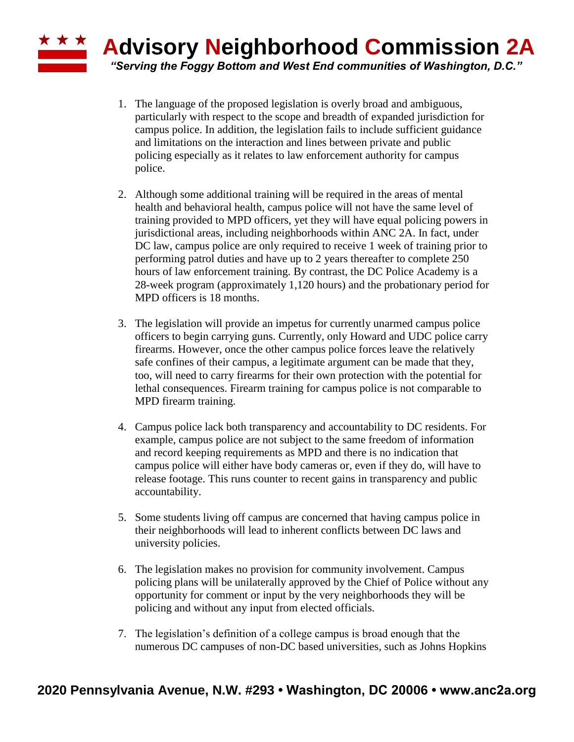1. The language of the proposed legislation is overly broad and ambiguous, particularly with respect to the scope and breadth of expanded jurisdiction for campus police. In addition, the legislation fails to include sufficient guidance and limitations on the interaction and lines between private and public policing especially as it relates to law enforcement authority for campus police.

2. Although some additional training will be required in the areas of mental health and behavioral health, campus police will not have the same level of training provided to MPD officers, yet they will have equal policing powers in jurisdictional areas, including neighborhoods within ANC 2A. In fact, under DC law, campus police are only required to receive 1 week of training prior to performing patrol duties and have up to 2 years thereafter to complete 250 hours of law enforcement training. By contrast, the DC Police Academy is a 28-week program (approximately 1,120 hours) and the probationary period for MPD officers is 18 months.

3. The legislation will provide an impetus for currently unarmed campus police officers to begin carrying guns. Currently, only Howard and UDC police carry firearms. However, once the other campus police forces leave the relatively safe confines of their campus, a legitimate argument can be made that they, too, will need to carry firearms for their own protection with the potential for lethal consequences. Firearm training for campus police is not comparable to MPD firearm training.

4. Campus police lack both transparency and accountability to DC residents. For example, campus police are not subject to the same freedom of information and record keeping requirements as MPD and there is no indication that campus police will either have body cameras or, even if they do, will have to release footage. This runs counter to recent gains in transparency and public accountability.

5. Some students living off campus are concerned that having campus police in their neighborhoods will lead to inherent conflicts between DC laws and university policies.

6. The legislation makes no provision for community involvement. Campus policing plans will be unilaterally approved by the Chief of Police without any opportunity for comment or input by the very neighborhoods they will be policing and without any input from elected officials.

7. The legislation's definition of a college campus is broad enough that the numerous DC campuses of non-DC based universities, such as Johns Hopkins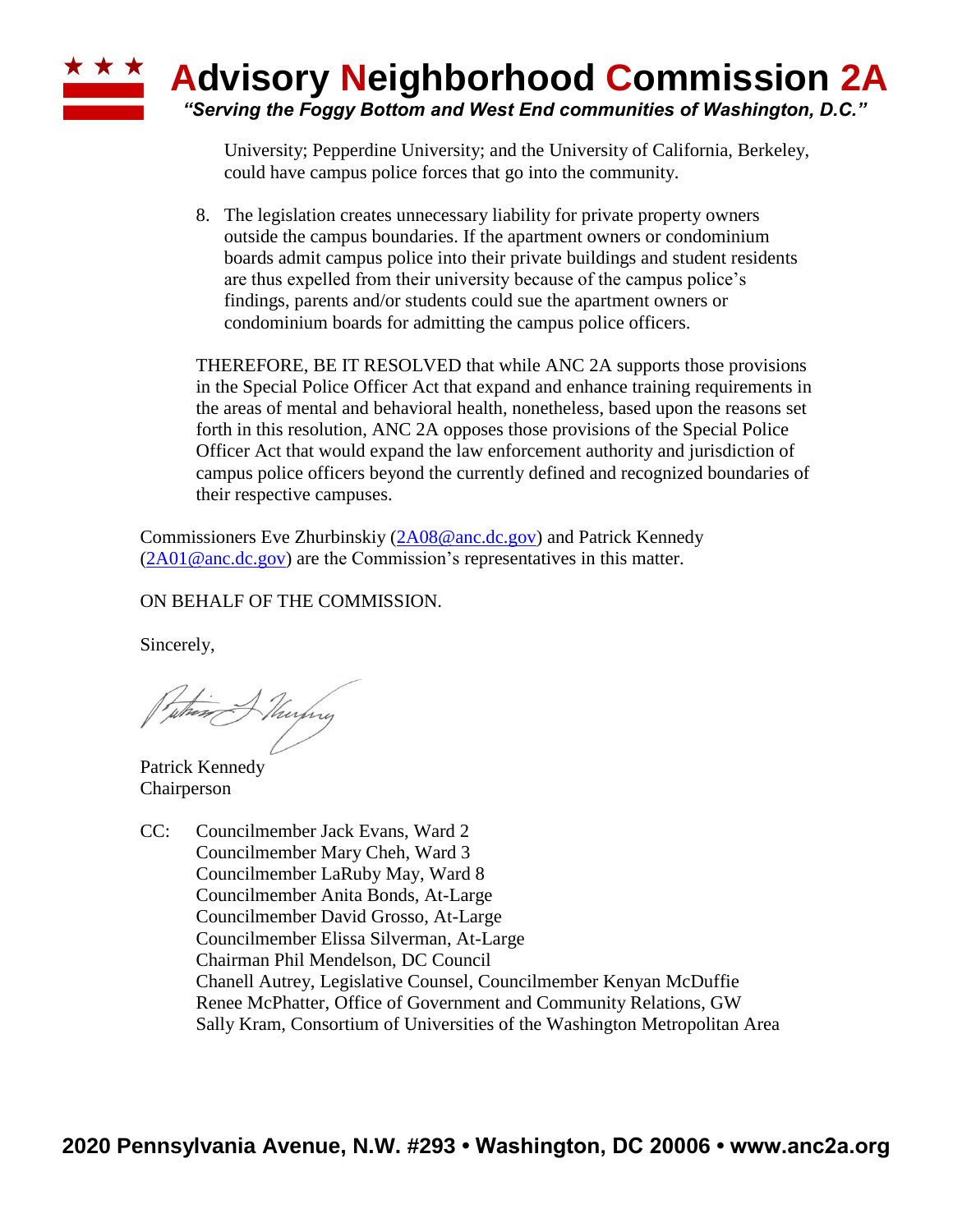University; Pepperdine University; and the University of California, Berkeley, could have campus police forces that go into the community.

8. The legislation creates unnecessary liability for private property owners outside the campus boundaries. If the apartment owners or condominium boards admit campus police into their private buildings and student residents are thus expelled from their university because of the campus police's findings, parents and/or students could sue the apartment owners or condominium boards for admitting the campus police officers.

THEREFORE, BE IT RESOLVED that while ANC 2A supports those provisions in the Special Police Officer Act that expand and enhance training requirements in the areas of mental and behavioral health, nonetheless, based upon the reasons set forth in this resolution, ANC 2A opposes those provisions of the Special Police Officer Act that would expand the law enforcement authority and jurisdiction of campus police officers beyond the currently defined and recognized boundaries of their respective campuses.

Commissioners Eve Zhurbinskiy (2A08@anc.dc.gov) and Patrick Kennedy (2A01@anc.dc.gov) are the Commission's representatives in this matter.

ON BEHALF OF THE COMMISSION.

Sincerely,

Patrick Kennedy
Chairperson

CC: Councilmember Jack Evans, Ward 2
Councilmember Mary Cheh, Ward 3
Councilmember LaRuby May, Ward 8
Councilmember Anita Bonds, At-Large
Councilmember David Grosso, At-Large
Councilmember Elissa Silverman, At-Large
Chairman Phil Mendelson, DC Council
Chanell Autrey, Legislative Counsel, Councilmember Kenyan McDuffie
Renee McPhatter, Office of Government and Community Relations, GW
Sally Kram, Consortium of Universities of the Washington Metropolitan Area